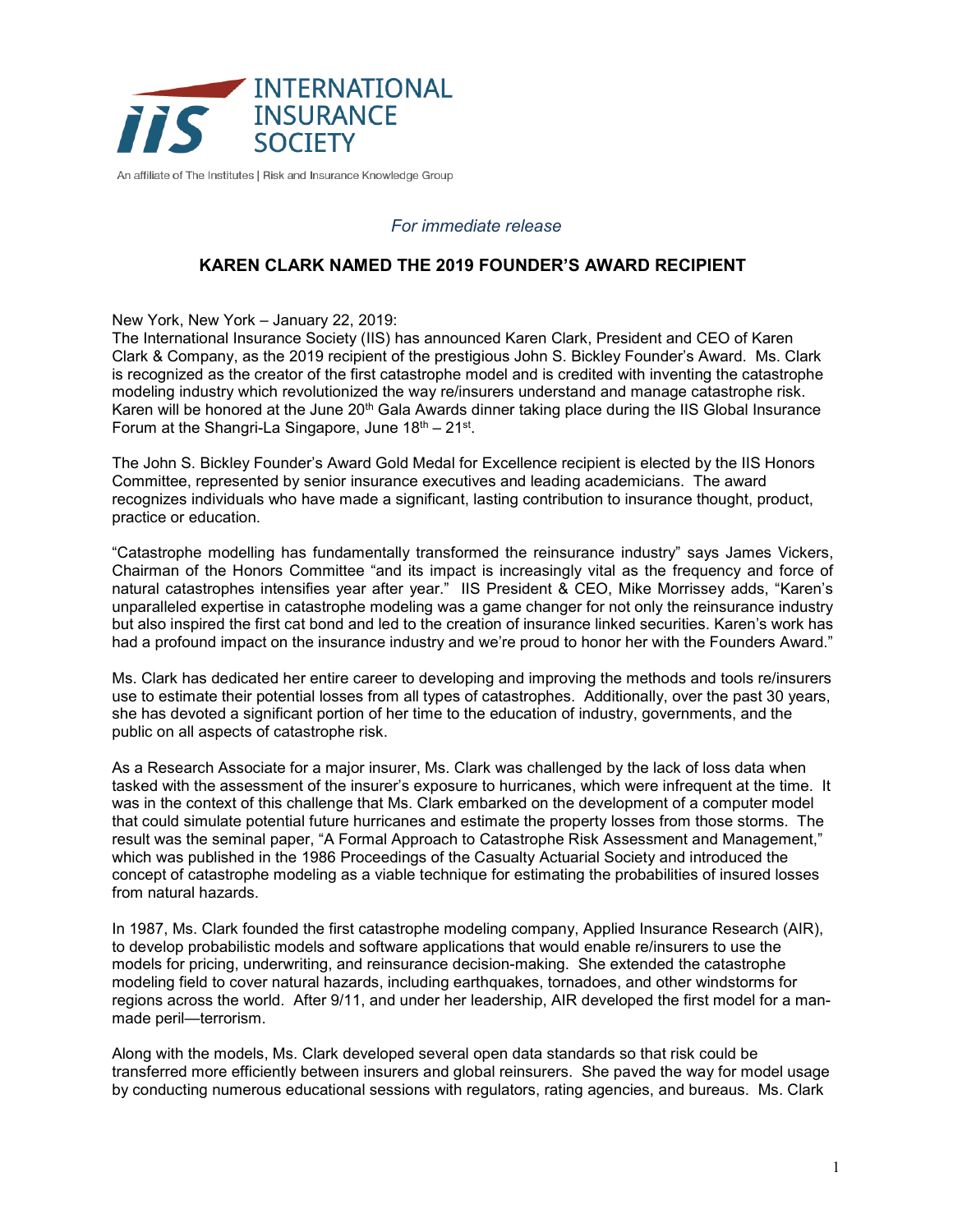INTERNATIONAL INSURANCE SOCIETY

An affiliate of The Institutes | Risk and Insurance Knowledge Group

*For immediate release*

## KAREN CLARK NAMED THE 2019 FOUNDER'S AWARD RECIPIENT

New York, New York – January 22, 2019:
The International Insurance Society (IIS) has announced Karen Clark, President and CEO of Karen Clark & Company, as the 2019 recipient of the prestigious John S. Bickley Founder's Award. Ms. Clark is recognized as the creator of the first catastrophe model and is credited with inventing the catastrophe modeling industry which revolutionized the way re/insurers understand and manage catastrophe risk. Karen will be honored at the June 20th Gala Awards dinner taking place during the IIS Global Insurance Forum at the Shangri-La Singapore, June 18th – 21st.

The John S. Bickley Founder's Award Gold Medal for Excellence recipient is elected by the IIS Honors Committee, represented by senior insurance executives and leading academicians. The award recognizes individuals who have made a significant, lasting contribution to insurance thought, product, practice or education.

"Catastrophe modelling has fundamentally transformed the reinsurance industry" says James Vickers, Chairman of the Honors Committee "and its impact is increasingly vital as the frequency and force of natural catastrophes intensifies year after year." IIS President & CEO, Mike Morrissey adds, "Karen's unparalleled expertise in catastrophe modeling was a game changer for not only the reinsurance industry but also inspired the first cat bond and led to the creation of insurance linked securities. Karen's work has had a profound impact on the insurance industry and we're proud to honor her with the Founders Award."

Ms. Clark has dedicated her entire career to developing and improving the methods and tools re/insurers use to estimate their potential losses from all types of catastrophes. Additionally, over the past 30 years, she has devoted a significant portion of her time to the education of industry, governments, and the public on all aspects of catastrophe risk.

As a Research Associate for a major insurer, Ms. Clark was challenged by the lack of loss data when tasked with the assessment of the insurer's exposure to hurricanes, which were infrequent at the time. It was in the context of this challenge that Ms. Clark embarked on the development of a computer model that could simulate potential future hurricanes and estimate the property losses from those storms. The result was the seminal paper, "A Formal Approach to Catastrophe Risk Assessment and Management," which was published in the 1986 Proceedings of the Casualty Actuarial Society and introduced the concept of catastrophe modeling as a viable technique for estimating the probabilities of insured losses from natural hazards.

In 1987, Ms. Clark founded the first catastrophe modeling company, Applied Insurance Research (AIR), to develop probabilistic models and software applications that would enable re/insurers to use the models for pricing, underwriting, and reinsurance decision-making. She extended the catastrophe modeling field to cover natural hazards, including earthquakes, tornadoes, and other windstorms for regions across the world. After 9/11, and under her leadership, AIR developed the first model for a man-made peril—terrorism.

Along with the models, Ms. Clark developed several open data standards so that risk could be transferred more efficiently between insurers and global reinsurers. She paved the way for model usage by conducting numerous educational sessions with regulators, rating agencies, and bureaus. Ms. Clark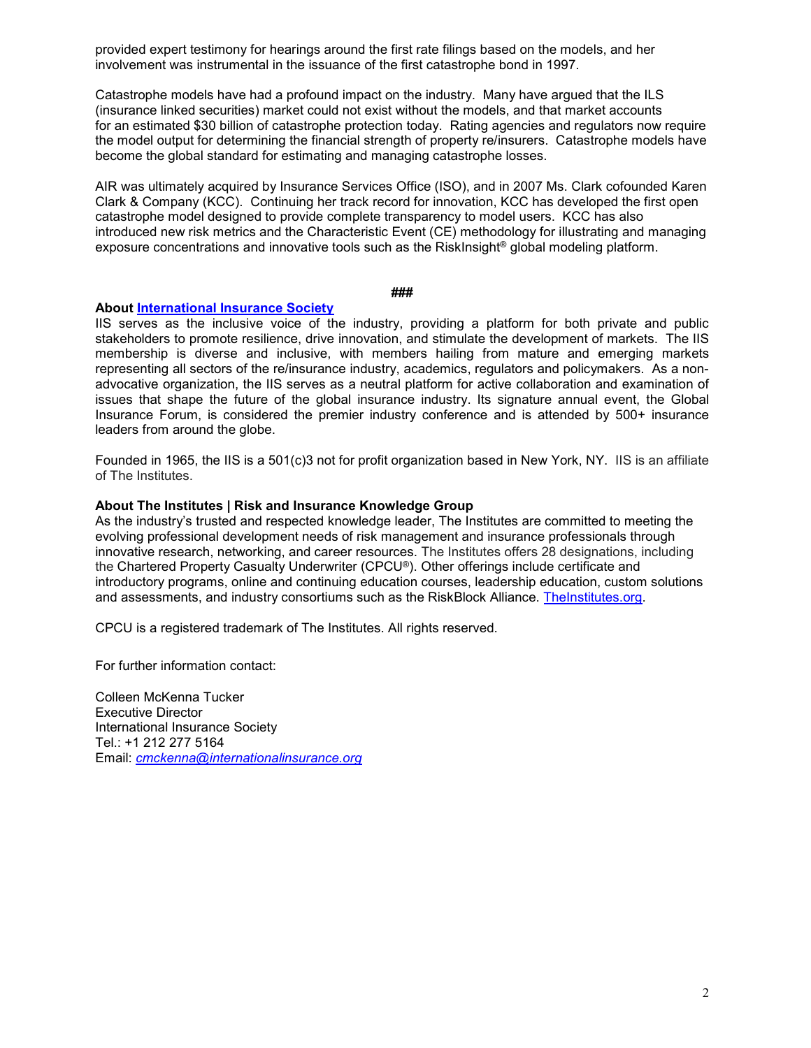provided expert testimony for hearings around the first rate filings based on the models, and her involvement was instrumental in the issuance of the first catastrophe bond in 1997.

Catastrophe models have had a profound impact on the industry. Many have argued that the ILS (insurance linked securities) market could not exist without the models, and that market accounts for an estimated $30 billion of catastrophe protection today. Rating agencies and regulators now require the model output for determining the financial strength of property re/insurers. Catastrophe models have become the global standard for estimating and managing catastrophe losses.

AIR was ultimately acquired by Insurance Services Office (ISO), and in 2007 Ms. Clark cofounded Karen Clark & Company (KCC). Continuing her track record for innovation, KCC has developed the first open catastrophe model designed to provide complete transparency to model users. KCC has also introduced new risk metrics and the Characteristic Event (CE) methodology for illustrating and managing exposure concentrations and innovative tools such as the RiskInsight® global modeling platform.

###

**About International Insurance Society**

IIS serves as the inclusive voice of the industry, providing a platform for both private and public stakeholders to promote resilience, drive innovation, and stimulate the development of markets. The IIS membership is diverse and inclusive, with members hailing from mature and emerging markets representing all sectors of the re/insurance industry, academics, regulators and policymakers. As a non-advocative organization, the IIS serves as a neutral platform for active collaboration and examination of issues that shape the future of the global insurance industry. Its signature annual event, the Global Insurance Forum, is considered the premier industry conference and is attended by 500+ insurance leaders from around the globe.

Founded in 1965, the IIS is a 501(c)3 not for profit organization based in New York, NY. IIS is an affiliate of The Institutes.

**About The Institutes | Risk and Insurance Knowledge Group**

As the industry's trusted and respected knowledge leader, The Institutes are committed to meeting the evolving professional development needs of risk management and insurance professionals through innovative research, networking, and career resources. The Institutes offers 28 designations, including the Chartered Property Casualty Underwriter (CPCU®). Other offerings include certificate and introductory programs, online and continuing education courses, leadership education, custom solutions and assessments, and industry consortiums such as the RiskBlock Alliance. TheInstitutes.org.

CPCU is a registered trademark of The Institutes. All rights reserved.

For further information contact:

Colleen McKenna Tucker
Executive Director
International Insurance Society
Tel.: +1 212 277 5164
Email: *cmckenna@internationalinsurance.org*